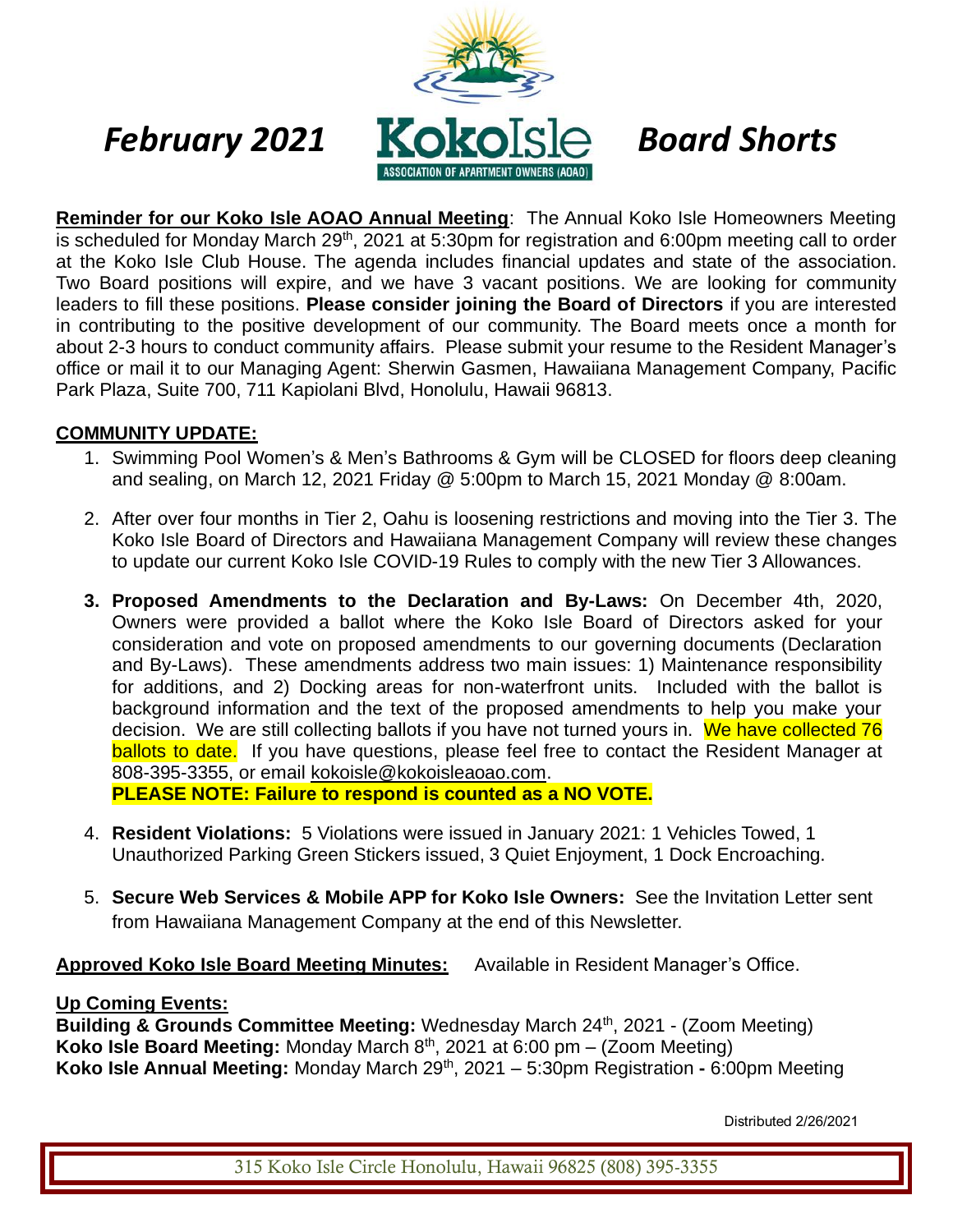# *February 2021* KokoIsle *Board Shorts*

ASSOCIATION OF APARTMENT OWNERS (AOAO)

**Reminder for our Koko Isle AOAO Annual Meeting**: The Annual Koko Isle Homeowners Meeting is scheduled for Monday March 29th, 2021 at 5:30pm for registration and 6:00pm meeting call to order at the Koko Isle Club House. The agenda includes financial updates and state of the association. Two Board positions will expire, and we have 3 vacant positions. We are looking for community leaders to fill these positions. **Please consider joining the Board of Directors** if you are interested in contributing to the positive development of our community. The Board meets once a month for about 2-3 hours to conduct community affairs. Please submit your resume to the Resident Manager's office or mail it to our Managing Agent: Sherwin Gasmen, Hawaiiana Management Company, Pacific Park Plaza, Suite 700, 711 Kapiolani Blvd, Honolulu, Hawaii 96813.

**COMMUNITY UPDATE:**

1. Swimming Pool Women's & Men's Bathrooms & Gym will be CLOSED for floors deep cleaning and sealing, on March 12, 2021 Friday @ 5:00pm to March 15, 2021 Monday @ 8:00am.

2. After over four months in Tier 2, Oahu is loosening restrictions and moving into the Tier 3. The Koko Isle Board of Directors and Hawaiiana Management Company will review these changes to update our current Koko Isle COVID-19 Rules to comply with the new Tier 3 Allowances.

3. **Proposed Amendments to the Declaration and By-Laws:** On December 4th, 2020, Owners were provided a ballot where the Koko Isle Board of Directors asked for your consideration and vote on proposed amendments to our governing documents (Declaration and By-Laws). These amendments address two main issues: 1) Maintenance responsibility for additions, and 2) Docking areas for non-waterfront units. Included with the ballot is background information and the text of the proposed amendments to help you make your decision. We are still collecting ballots if you have not turned yours in. We have collected 76 ballots to date. If you have questions, please feel free to contact the Resident Manager at 808-395-3355, or email kokoisle@kokoisleaoao.com.
   **PLEASE NOTE: Failure to respond is counted as a NO VOTE.**

4. **Resident Violations:** 5 Violations were issued in January 2021: 1 Vehicles Towed, 1 Unauthorized Parking Green Stickers issued, 3 Quiet Enjoyment, 1 Dock Encroaching.

5. **Secure Web Services & Mobile APP for Koko Isle Owners:** See the Invitation Letter sent from Hawaiiana Management Company at the end of this Newsletter.

**Approved Koko Isle Board Meeting Minutes:** Available in Resident Manager's Office.

**Up Coming Events:**

**Building & Grounds Committee Meeting:** Wednesday March 24th, 2021 - (Zoom Meeting)
**Koko Isle Board Meeting:** Monday March 8th, 2021 at 6:00 pm – (Zoom Meeting)
**Koko Isle Annual Meeting:** Monday March 29th, 2021 – 5:30pm Registration **-** 6:00pm Meeting

Distributed 2/26/2021

315 Koko Isle Circle Honolulu, Hawaii 96825 (808) 395-3355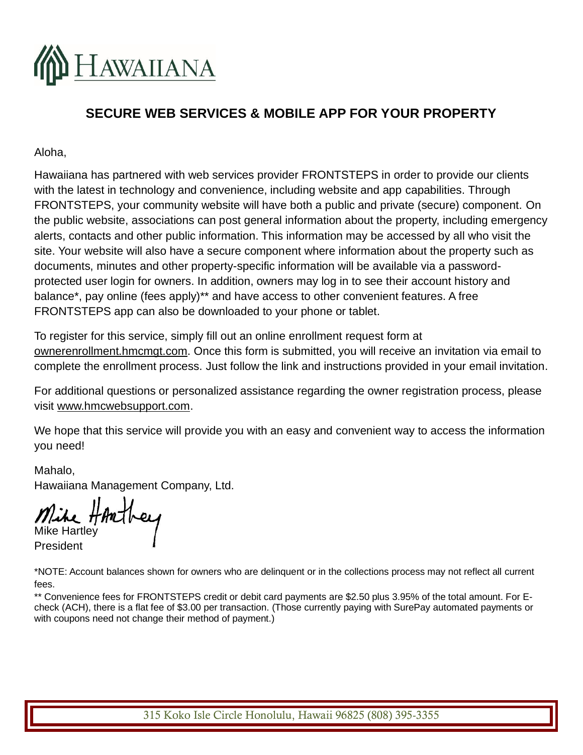HAWAIIANA

## SECURE WEB SERVICES & MOBILE APP FOR YOUR PROPERTY

Aloha,

Hawaiiana has partnered with web services provider FRONTSTEPS in order to provide our clients with the latest in technology and convenience, including website and app capabilities. Through FRONTSTEPS, your community website will have both a public and private (secure) component. On the public website, associations can post general information about the property, including emergency alerts, contacts and other public information. This information may be accessed by all who visit the site. Your website will also have a secure component where information about the property such as documents, minutes and other property-specific information will be available via a password-protected user login for owners. In addition, owners may log in to see their account history and balance*, pay online (fees apply)** and have access to other convenient features. A free FRONTSTEPS app can also be downloaded to your phone or tablet.

To register for this service, simply fill out an online enrollment request form at ownerenrollment.hmcmgt.com. Once this form is submitted, you will receive an invitation via email to complete the enrollment process. Just follow the link and instructions provided in your email invitation.

For additional questions or personalized assistance regarding the owner registration process, please visit www.hmcwebsupport.com.

We hope that this service will provide you with an easy and convenient way to access the information you need!

Mahalo,
Hawaiiana Management Company, Ltd.

Mike Hartley
President

*NOTE: Account balances shown for owners who are delinquent or in the collections process may not reflect all current fees.

** Convenience fees for FRONTSTEPS credit or debit card payments are $2.50 plus 3.95% of the total amount. For E-check (ACH), there is a flat fee of $3.00 per transaction. (Those currently paying with SurePay automated payments or with coupons need not change their method of payment.)

315 Koko Isle Circle Honolulu, Hawaii 96825 (808) 395-3355